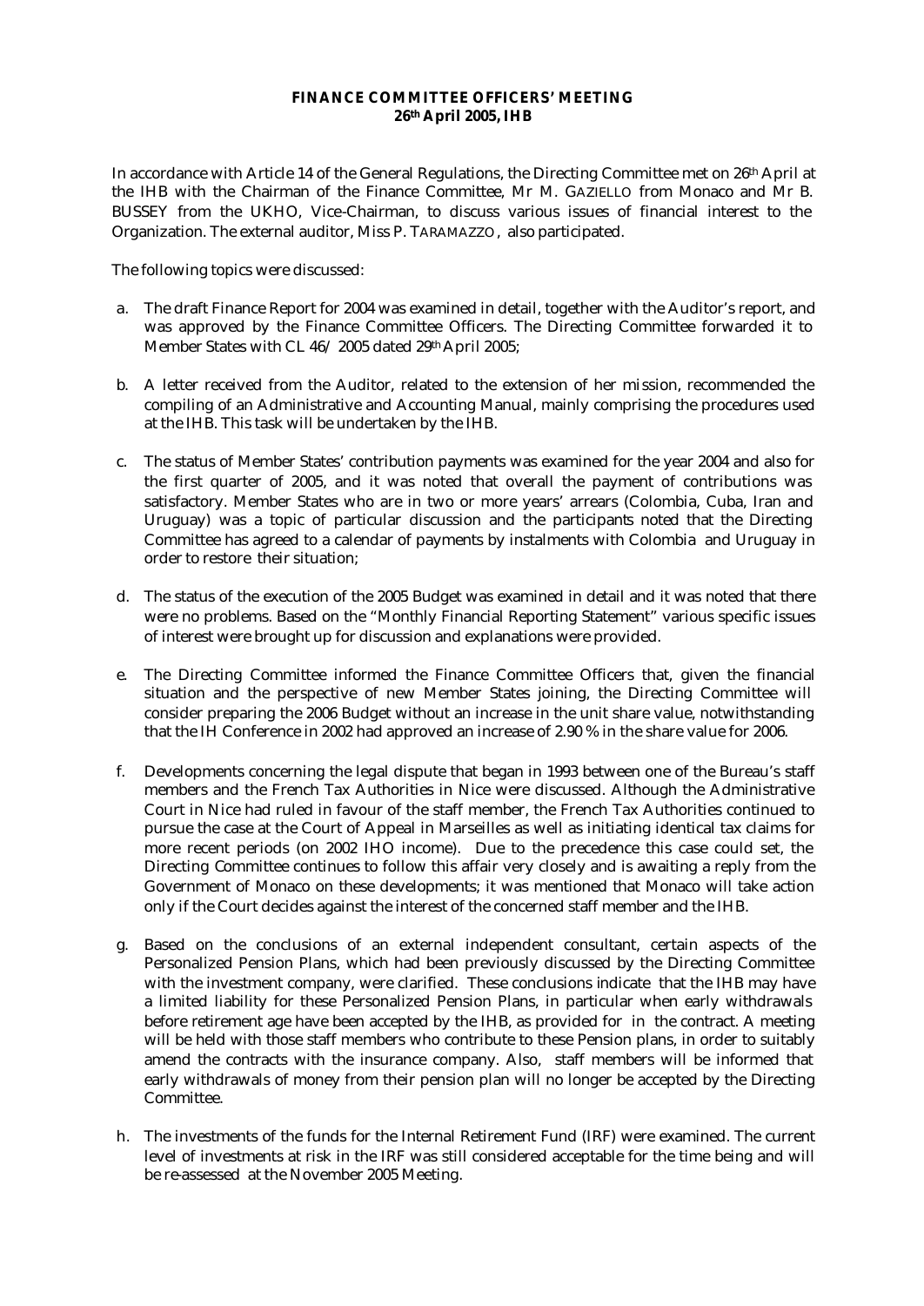**FINANCE COMMITTEE OFFICERS' MEETING**
**26th April 2005, IHB**

In accordance with Article 14 of the General Regulations, the Directing Committee met on 26th April at the IHB with the Chairman of the Finance Committee, Mr M. GAZIELLO from Monaco and Mr B. BUSSEY from the UKHO, Vice-Chairman, to discuss various issues of financial interest to the Organization. The external auditor, Miss P. TARAMAZZO, also participated.

The following topics were discussed:

a. The draft Finance Report for 2004 was examined in detail, together with the Auditor's report, and was approved by the Finance Committee Officers. The Directing Committee forwarded it to Member States with CL 46/ 2005 dated 29th April 2005;

b. A letter received from the Auditor, related to the extension of her mission, recommended the compiling of an Administrative and Accounting Manual, mainly comprising the procedures used at the IHB. This task will be undertaken by the IHB.

c. The status of Member States' contribution payments was examined for the year 2004 and also for the first quarter of 2005, and it was noted that overall the payment of contributions was satisfactory. Member States who are in two or more years' arrears (Colombia, Cuba, Iran and Uruguay) was a topic of particular discussion and the participants noted that the Directing Committee has agreed to a calendar of payments by instalments with Colombia and Uruguay in order to restore their situation;

d. The status of the execution of the 2005 Budget was examined in detail and it was noted that there were no problems. Based on the "Monthly Financial Reporting Statement" various specific issues of interest were brought up for discussion and explanations were provided.

e. The Directing Committee informed the Finance Committee Officers that, given the financial situation and the perspective of new Member States joining, the Directing Committee will consider preparing the 2006 Budget without an increase in the unit share value, notwithstanding that the IH Conference in 2002 had approved an increase of 2.90 % in the share value for 2006.

f. Developments concerning the legal dispute that began in 1993 between one of the Bureau's staff members and the French Tax Authorities in Nice were discussed. Although the Administrative Court in Nice had ruled in favour of the staff member, the French Tax Authorities continued to pursue the case at the Court of Appeal in Marseilles as well as initiating identical tax claims for more recent periods (on 2002 IHO income). Due to the precedence this case could set, the Directing Committee continues to follow this affair very closely and is awaiting a reply from the Government of Monaco on these developments; it was mentioned that Monaco will take action only if the Court decides against the interest of the concerned staff member and the IHB.

g. Based on the conclusions of an external independent consultant, certain aspects of the Personalized Pension Plans, which had been previously discussed by the Directing Committee with the investment company, were clarified. These conclusions indicate that the IHB may have a limited liability for these Personalized Pension Plans, in particular when early withdrawals before retirement age have been accepted by the IHB, as provided for in the contract. A meeting will be held with those staff members who contribute to these Pension plans, in order to suitably amend the contracts with the insurance company. Also, staff members will be informed that early withdrawals of money from their pension plan will no longer be accepted by the Directing Committee.

h. The investments of the funds for the Internal Retirement Fund (IRF) were examined. The current level of investments at risk in the IRF was still considered acceptable for the time being and will be re-assessed at the November 2005 Meeting.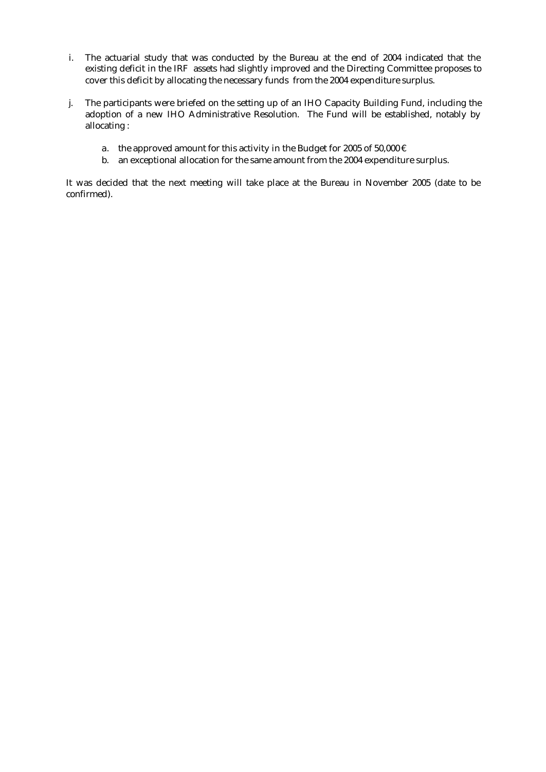i. The actuarial study that was conducted by the Bureau at the end of 2004 indicated that the existing deficit in the IRF assets had slightly improved and the Directing Committee proposes to cover this deficit by allocating the necessary funds from the 2004 expenditure surplus.

j. The participants were briefed on the setting up of an IHO Capacity Building Fund, including the adoption of a new IHO Administrative Resolution. The Fund will be established, notably by allocating :

   a. the approved amount for this activity in the Budget for 2005 of 50,000 €
   b. an exceptional allocation for the same amount from the 2004 expenditure surplus.

It was decided that the next meeting will take place at the Bureau in November 2005 (date to be confirmed).